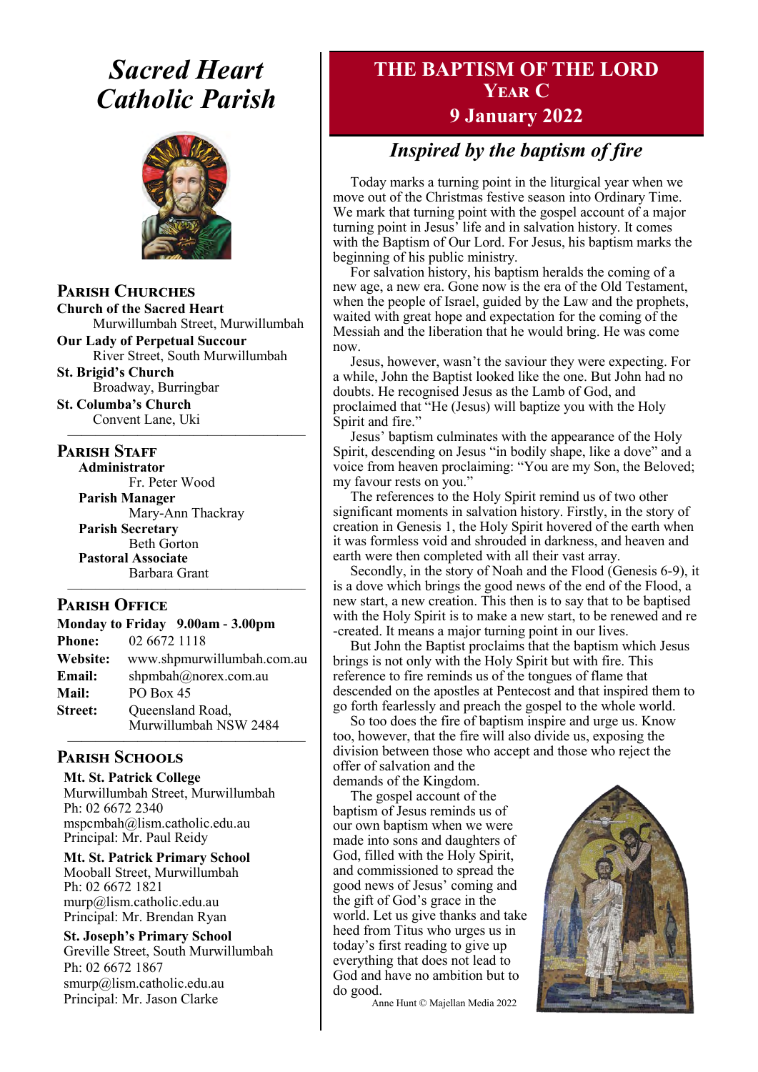# Sacred Heart Catholic Parish

## Parish Churches

**Church of the Sacred Heart**
Murwillumbah Street, Murwillumbah

**Our Lady of Perpetual Succour**
River Street, South Murwillumbah

**St. Brigid's Church**
Broadway, Burringbar

**St. Columba's Church**
Convent Lane, Uki

## Parish Staff

**Administrator**
Fr. Peter Wood

**Parish Manager**
Mary-Ann Thackray

**Parish Secretary**
Beth Gorton

**Pastoral Associate**
Barbara Grant

## Parish Office

**Monday to Friday 9.00am - 3.00pm**

**Phone:** 02 6672 1118
**Website:** www.shpmurwillumbah.com.au
**Email:** shpmbah@norex.com.au
**Mail:** PO Box 45
**Street:** Queensland Road, Murwillumbah NSW 2484

## Parish Schools

**Mt. St. Patrick College**
Murwillumbah Street, Murwillumbah
Ph: 02 6672 2340
mspcmbah@lism.catholic.edu.au
Principal: Mr. Paul Reidy

**Mt. St. Patrick Primary School**
Mooball Street, Murwillumbah
Ph: 02 6672 1821
murp@lism.catholic.edu.au
Principal: Mr. Brendan Ryan

**St. Joseph's Primary School**
Greville Street, South Murwillumbah
Ph: 02 6672 1867
smurp@lism.catholic.edu.au
Principal: Mr. Jason Clarke

# THE BAPTISM OF THE LORD
## Year C
## 9 January 2022

## *Inspired by the baptism of fire*

Today marks a turning point in the liturgical year when we move out of the Christmas festive season into Ordinary Time. We mark that turning point with the gospel account of a major turning point in Jesus' life and in salvation history. It comes with the Baptism of Our Lord. For Jesus, his baptism marks the beginning of his public ministry.

For salvation history, his baptism heralds the coming of a new age, a new era. Gone now is the era of the Old Testament, when the people of Israel, guided by the Law and the prophets, waited with great hope and expectation for the coming of the Messiah and the liberation that he would bring. He was come now.

Jesus, however, wasn't the saviour they were expecting. For a while, John the Baptist looked like the one. But John had no doubts. He recognised Jesus as the Lamb of God, and proclaimed that "He (Jesus) will baptize you with the Holy Spirit and fire."

Jesus' baptism culminates with the appearance of the Holy Spirit, descending on Jesus "in bodily shape, like a dove" and a voice from heaven proclaiming: "You are my Son, the Beloved; my favour rests on you."

The references to the Holy Spirit remind us of two other significant moments in salvation history. Firstly, in the story of creation in Genesis 1, the Holy Spirit hovered of the earth when it was formless void and shrouded in darkness, and heaven and earth were then completed with all their vast array.

Secondly, in the story of Noah and the Flood (Genesis 6-9), it is a dove which brings the good news of the end of the Flood, a new start, a new creation. This then is to say that to be baptised with the Holy Spirit is to make a new start, to be renewed and re-created. It means a major turning point in our lives.

But John the Baptist proclaims that the baptism which Jesus brings is not only with the Holy Spirit but with fire. This reference to fire reminds us of the tongues of flame that descended on the apostles at Pentecost and that inspired them to go forth fearlessly and preach the gospel to the whole world.

So too does the fire of baptism inspire and urge us. Know too, however, that the fire will also divide us, exposing the division between those who accept and those who reject the offer of salvation and the demands of the Kingdom.

The gospel account of the baptism of Jesus reminds us of our own baptism when we were made into sons and daughters of God, filled with the Holy Spirit, and commissioned to spread the good news of Jesus' coming and the gift of God's grace in the world. Let us give thanks and take heed from Titus who urges us in today's first reading to give up everything that does not lead to God and have no ambition but to do good.

Anne Hunt © Majellan Media 2022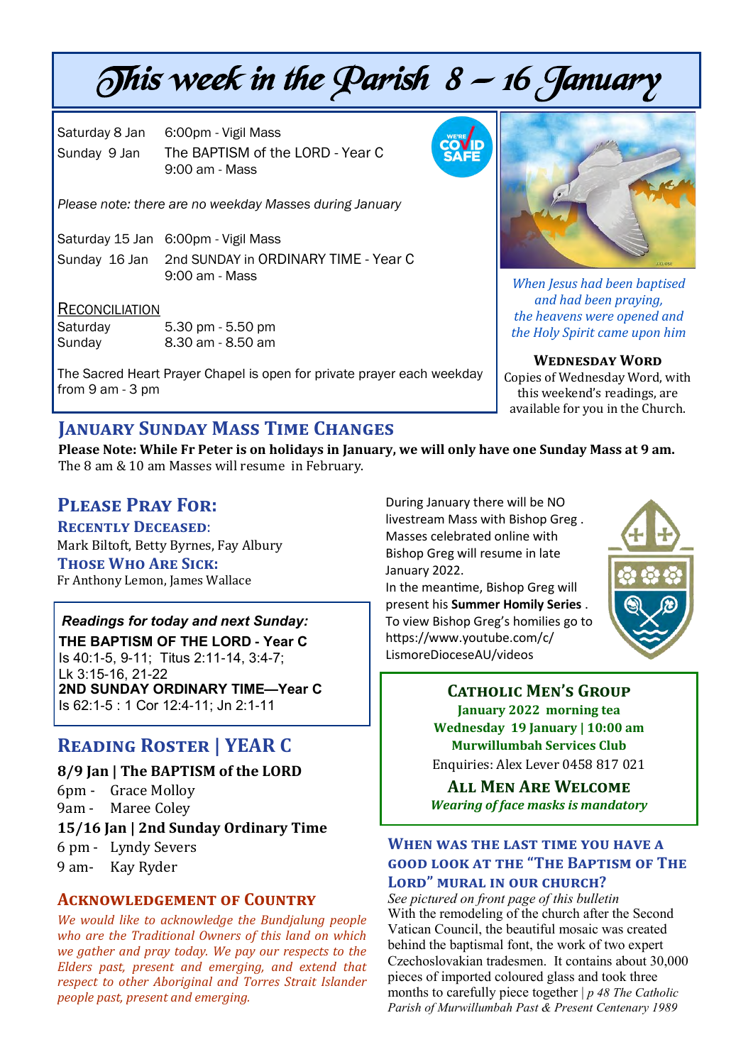# This week in the Parish 8 – 16 January

| | |
|---|---|
| Saturday 8 Jan | 6:00pm - Vigil Mass |
| Sunday 9 Jan | The BAPTISM of the LORD - Year C<br>9:00 am - Mass |

*Please note: there are no weekday Masses during January*

| | |
|---|---|
| Saturday 15 Jan | 6:00pm - Vigil Mass |
| Sunday 16 Jan | 2nd SUNDAY in ORDINARY TIME - Year C<br>9:00 am - Mass |

RECONCILIATION

| | |
|---|---|
| Saturday | 5.30 pm - 5.50 pm |
| Sunday | 8.30 am - 8.50 am |

The Sacred Heart Prayer Chapel is open for private prayer each weekday from 9 am - 3 pm

*When Jesus had been baptised and had been praying, the heavens were opened and the Holy Spirit came upon him*

**WEDNESDAY WORD**
Copies of Wednesday Word, with this weekend's readings, are available for you in the Church.

## JANUARY SUNDAY MASS TIME CHANGES

**Please Note: While Fr Peter is on holidays in January, we will only have one Sunday Mass at 9 am.** The 8 am & 10 am Masses will resume in February.

## PLEASE PRAY FOR:

**RECENTLY DECEASED:**
Mark Biltoft, Betty Byrnes, Fay Albury

**THOSE WHO ARE SICK:**
Fr Anthony Lemon, James Wallace

***Readings for today and next Sunday:***

**THE BAPTISM OF THE LORD - Year C**
Is 40:1-5, 9-11; Titus 2:11-14, 3:4-7; Lk 3:15-16, 21-22

**2ND SUNDAY ORDINARY TIME—Year C**
Is 62:1-5 : 1 Cor 12:4-11; Jn 2:1-11

## READING ROSTER | YEAR C

**8/9 Jan | The BAPTISM of the LORD**
6pm - Grace Molloy
9am - Maree Coley

**15/16 Jan | 2nd Sunday Ordinary Time**
6 pm - Lyndy Severs
9 am- Kay Ryder

## ACKNOWLEDGEMENT OF COUNTRY

*We would like to acknowledge the Bundjalung people who are the Traditional Owners of this land on which we gather and pray today. We pay our respects to the Elders past, present and emerging, and extend that respect to other Aboriginal and Torres Strait Islander people past, present and emerging.*

During January there will be NO livestream Mass with Bishop Greg . Masses celebrated online with Bishop Greg will resume in late January 2022.
In the meantime, Bishop Greg will present his **Summer Homily Series** .
To view Bishop Greg's homilies go to https://www.youtube.com/c/LismoreDioceseAU/videos

## CATHOLIC MEN'S GROUP

**January 2022 morning tea**
**Wednesday 19 January | 10:00 am**
**Murwillumbah Services Club**
Enquiries: Alex Lever 0458 817 021

**ALL MEN ARE WELCOME**
***Wearing of face masks is mandatory***

## WHEN WAS THE LAST TIME YOU HAVE A GOOD LOOK AT THE "THE BAPTISM OF THE LORD" MURAL IN OUR CHURCH?

*See pictured on front page of this bulletin*
With the remodeling of the church after the Second Vatican Council, the beautiful mosaic was created behind the baptismal font, the work of two expert Czechoslovakian tradesmen. It contains about 30,000 pieces of imported coloured glass and took three months to carefully piece together | *p 48 The Catholic Parish of Murwillumbah Past & Present Centenary 1989*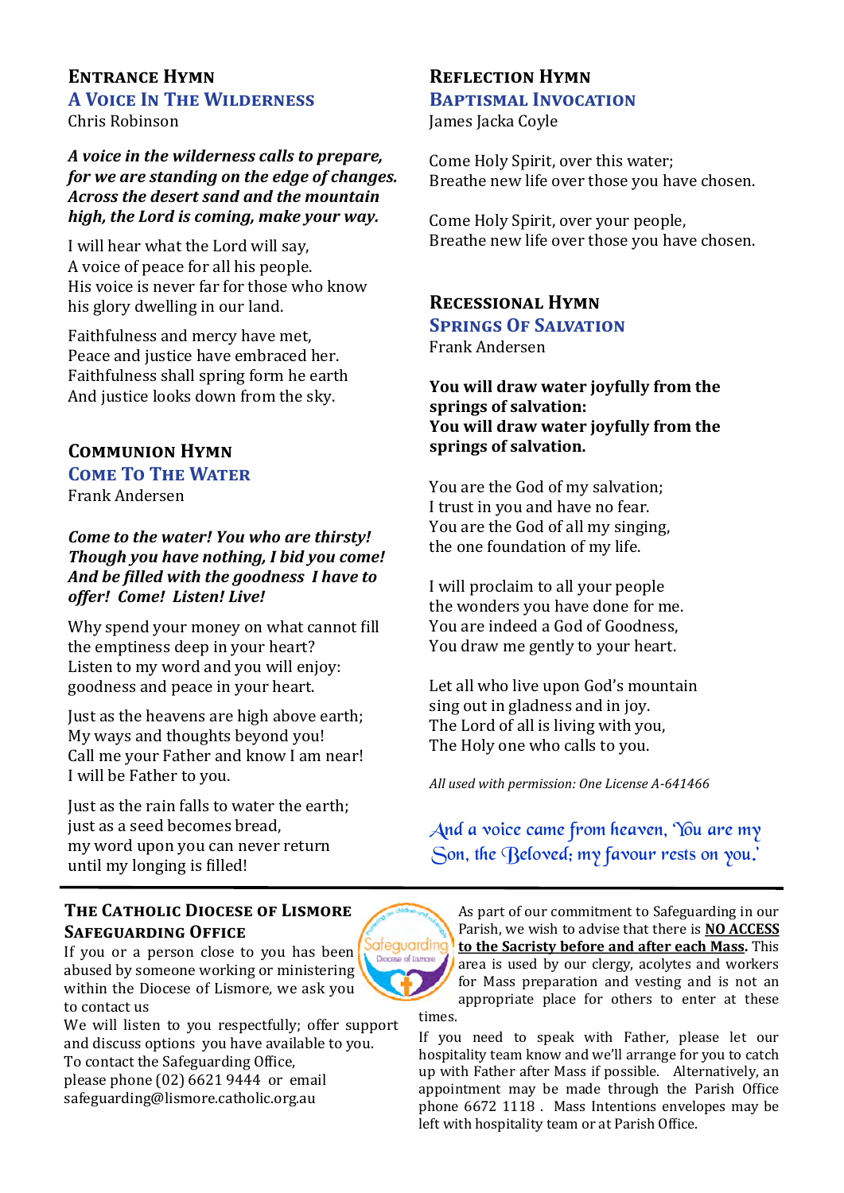## Entrance Hymn

### A Voice In The Wilderness

Chris Robinson

***A voice in the wilderness calls to prepare, for we are standing on the edge of changes. Across the desert sand and the mountain high, the Lord is coming, make your way.***

I will hear what the Lord will say,
A voice of peace for all his people.
His voice is never far for those who know
his glory dwelling in our land.

Faithfulness and mercy have met,
Peace and justice have embraced her.
Faithfulness shall spring form he earth
And justice looks down from the sky.

## Communion Hymn

### Come To The Water

Frank Andersen

***Come to the water! You who are thirsty! Though you have nothing, I bid you come! And be filled with the goodness I have to offer! Come! Listen! Live!***

Why spend your money on what cannot fill
the emptiness deep in your heart?
Listen to my word and you will enjoy:
goodness and peace in your heart.

Just as the heavens are high above earth;
My ways and thoughts beyond you!
Call me your Father and know I am near!
I will be Father to you.

Just as the rain falls to water the earth;
just as a seed becomes bread,
my word upon you can never return
until my longing is filled!

## Reflection Hymn

### Baptismal Invocation

James Jacka Coyle

Come Holy Spirit, over this water;
Breathe new life over those you have chosen.

Come Holy Spirit, over your people,
Breathe new life over those you have chosen.

## Recessional Hymn

### Springs Of Salvation

Frank Andersen

**You will draw water joyfully from the springs of salvation:**
**You will draw water joyfully from the springs of salvation.**

You are the God of my salvation;
I trust in you and have no fear.
You are the God of all my singing,
the one foundation of my life.

I will proclaim to all your people
the wonders you have done for me.
You are indeed a God of Goodness,
You draw me gently to your heart.

Let all who live upon God's mountain
sing out in gladness and in joy.
The Lord of all is living with you,
The Holy one who calls to you.

*All used with permission: One License A-641466*

*And a voice came from heaven, 'You are my Son, the Beloved; my favour rests on you.'*

---

## The Catholic Diocese of Lismore Safeguarding Office

If you or a person close to you has been abused by someone working or ministering within the Diocese of Lismore, we ask you to contact us

We will listen to you respectfully; offer support and discuss options you have available to you.
To contact the Safeguarding Office,
please phone (02) 6621 9444 or email
safeguarding@lismore.catholic.org.au

As part of our commitment to Safeguarding in our Parish, we wish to advise that there is **NO ACCESS to the Sacristy before and after each Mass.** This area is used by our clergy, acolytes and workers for Mass preparation and vesting and is not an appropriate place for others to enter at these times.

If you need to speak with Father, please let our hospitality team know and we'll arrange for you to catch up with Father after Mass if possible. Alternatively, an appointment may be made through the Parish Office phone 6672 1118 . Mass Intentions envelopes may be left with hospitality team or at Parish Office.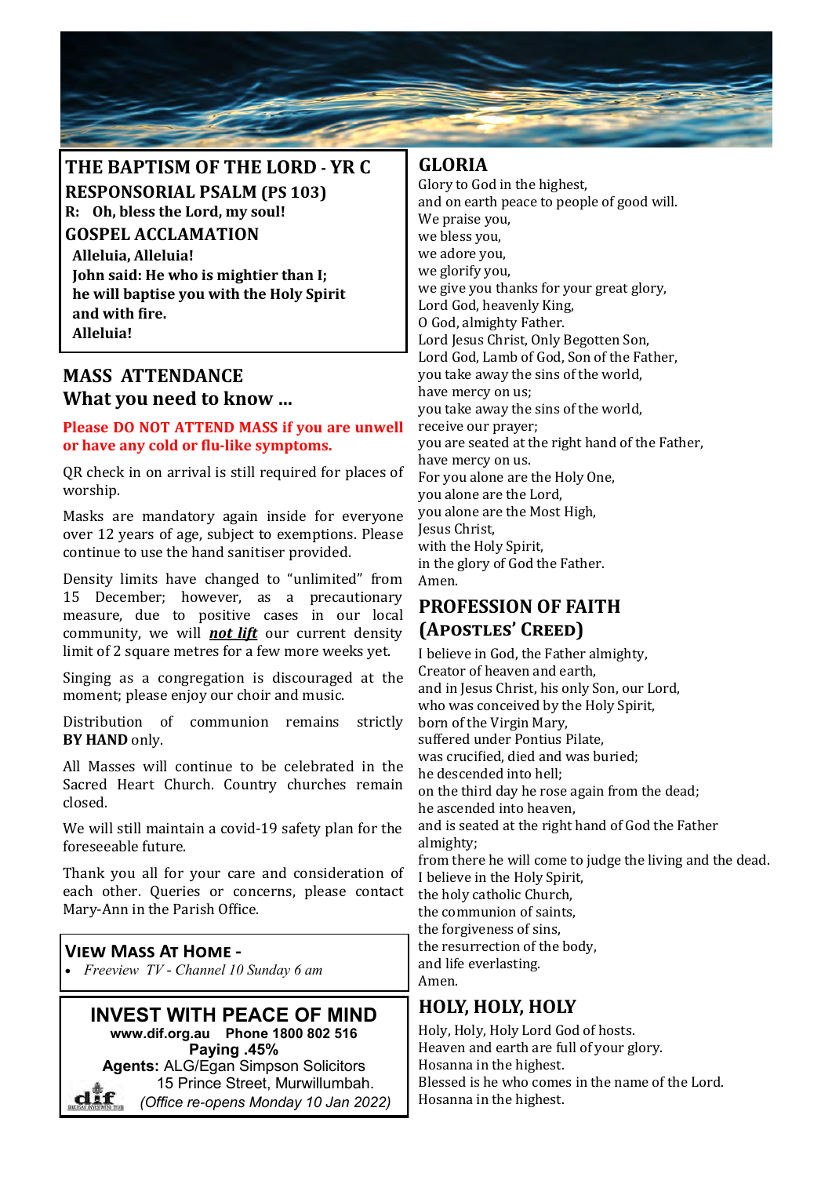## THE BAPTISM OF THE LORD - YR C

## RESPONSORIAL PSALM (PS 103)

**R: Oh, bless the Lord, my soul!**

## GOSPEL ACCLAMATION

**Alleluia, Alleluia!**
**John said: He who is mightier than I;**
**he will baptise you with the Holy Spirit**
**and with fire.**
**Alleluia!**

## MASS ATTENDANCE

## What you need to know ...

**Please DO NOT ATTEND MASS if you are unwell or have any cold or flu-like symptoms.**

QR check in on arrival is still required for places of worship.

Masks are mandatory again inside for everyone over 12 years of age, subject to exemptions. Please continue to use the hand sanitiser provided.

Density limits have changed to "unlimited" from 15 December; however, as a precautionary measure, due to positive cases in our local community, we will ***not lift*** our current density limit of 2 square metres for a few more weeks yet.

Singing as a congregation is discouraged at the moment; please enjoy our choir and music.

Distribution of communion remains strictly **BY HAND** only.

All Masses will continue to be celebrated in the Sacred Heart Church. Country churches remain closed.

We will still maintain a covid-19 safety plan for the foreseeable future.

Thank you all for your care and consideration of each other. Queries or concerns, please contact Mary-Ann in the Parish Office.

### View Mass At Home -

- *Freeview TV - Channel 10 Sunday 6 am*

### INVEST WITH PEACE OF MIND

**www.dif.org.au Phone 1800 802 516**
**Paying .45%**
**Agents:** ALG/Egan Simpson Solicitors
15 Prince Street, Murwillumbah.
*(Office re-opens Monday 10 Jan 2022)*

## GLORIA

Glory to God in the highest,
and on earth peace to people of good will.
We praise you,
we bless you,
we adore you,
we glorify you,
we give you thanks for your great glory,
Lord God, heavenly King,
O God, almighty Father.
Lord Jesus Christ, Only Begotten Son,
Lord God, Lamb of God, Son of the Father,
you take away the sins of the world,
have mercy on us;
you take away the sins of the world,
receive our prayer;
you are seated at the right hand of the Father,
have mercy on us.
For you alone are the Holy One,
you alone are the Lord,
you alone are the Most High,
Jesus Christ,
with the Holy Spirit,
in the glory of God the Father.
Amen.

## PROFESSION OF FAITH (Apostles' Creed)

I believe in God, the Father almighty,
Creator of heaven and earth,
and in Jesus Christ, his only Son, our Lord,
who was conceived by the Holy Spirit,
born of the Virgin Mary,
suffered under Pontius Pilate,
was crucified, died and was buried;
he descended into hell;
on the third day he rose again from the dead;
he ascended into heaven,
and is seated at the right hand of God the Father almighty;
from there he will come to judge the living and the dead.
I believe in the Holy Spirit,
the holy catholic Church,
the communion of saints,
the forgiveness of sins,
the resurrection of the body,
and life everlasting.
Amen.

## HOLY, HOLY, HOLY

Holy, Holy, Holy Lord God of hosts.
Heaven and earth are full of your glory.
Hosanna in the highest.
Blessed is he who comes in the name of the Lord.
Hosanna in the highest.